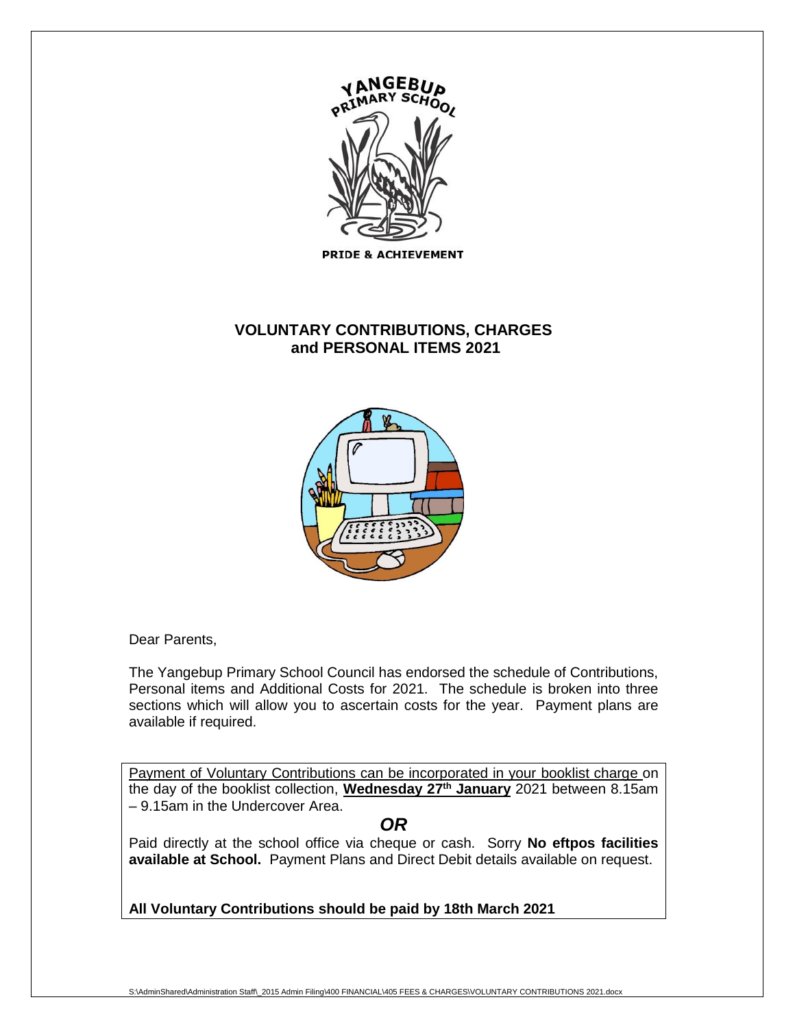YANGEBUP PRIMARY SCHOOL

PRIDE & ACHIEVEMENT

# VOLUNTARY CONTRIBUTIONS, CHARGES and PERSONAL ITEMS 2021

Dear Parents,

The Yangebup Primary School Council has endorsed the schedule of Contributions, Personal items and Additional Costs for 2021. The schedule is broken into three sections which will allow you to ascertain costs for the year. Payment plans are available if required.

Payment of Voluntary Contributions can be incorporated in your booklist charge on the day of the booklist collection, **Wednesday 27th January** 2021 between 8.15am – 9.15am in the Undercover Area.

***OR***

Paid directly at the school office via cheque or cash. Sorry **No eftpos facilities available at School.** Payment Plans and Direct Debit details available on request.

**All Voluntary Contributions should be paid by 18th March 2021**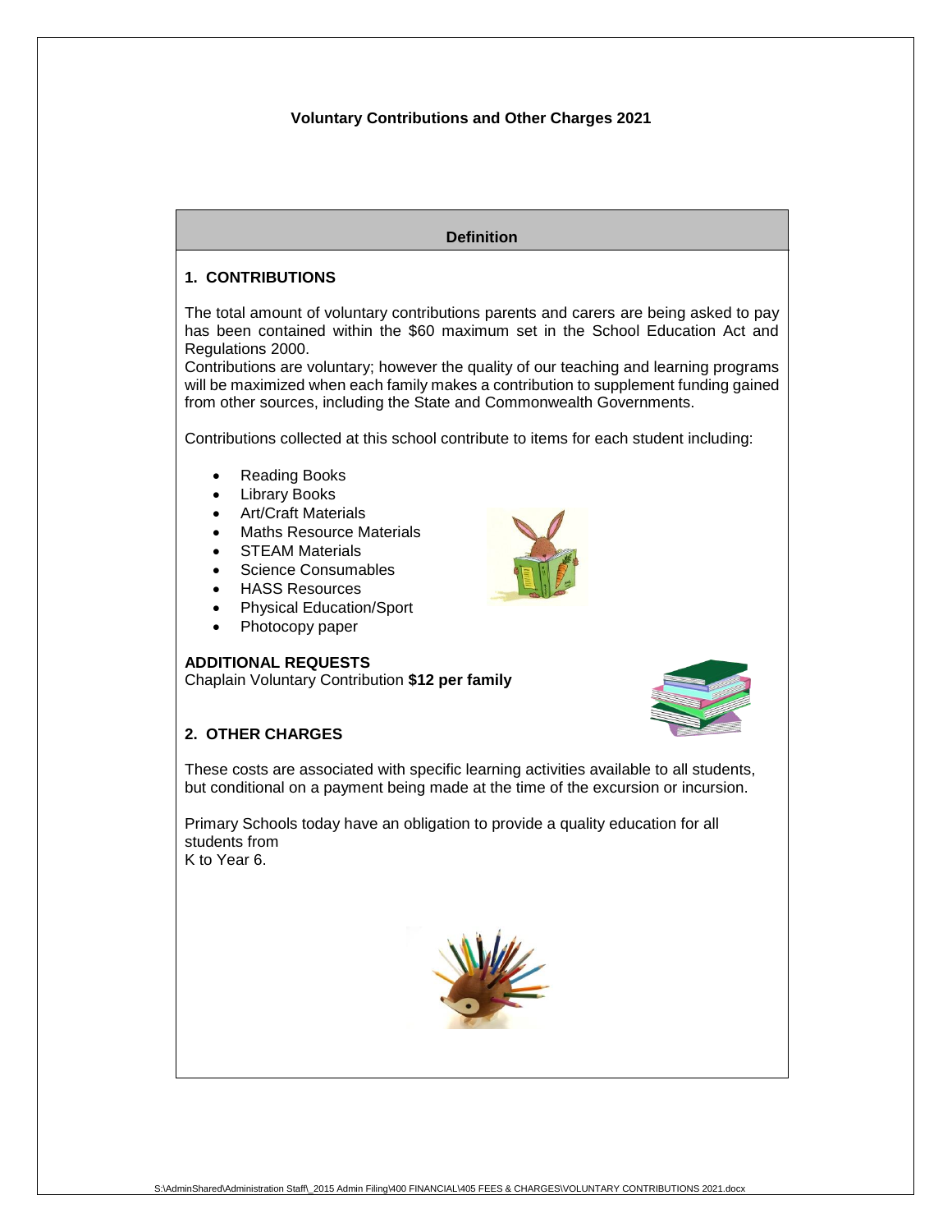**Voluntary Contributions and Other Charges 2021**

**Definition**

## 1. CONTRIBUTIONS

The total amount of voluntary contributions parents and carers are being asked to pay has been contained within the $60 maximum set in the School Education Act and Regulations 2000.

Contributions are voluntary; however the quality of our teaching and learning programs will be maximized when each family makes a contribution to supplement funding gained from other sources, including the State and Commonwealth Governments.

Contributions collected at this school contribute to items for each student including:

- Reading Books
- Library Books
- Art/Craft Materials
- Maths Resource Materials
- STEAM Materials
- Science Consumables
- HASS Resources
- Physical Education/Sport
- Photocopy paper

**ADDITIONAL REQUESTS**

Chaplain Voluntary Contribution **$12 per family**

## 2. OTHER CHARGES

These costs are associated with specific learning activities available to all students, but conditional on a payment being made at the time of the excursion or incursion.

Primary Schools today have an obligation to provide a quality education for all students from
K to Year 6.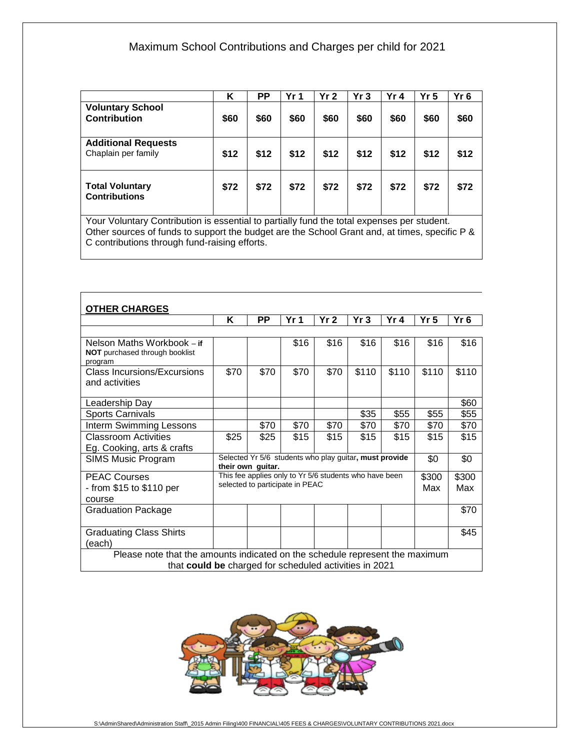# Maximum School Contributions and Charges per child for 2021

| | K | PP | Yr 1 | Yr 2 | Yr 3 | Yr 4 | Yr 5 | Yr 6 |
|---|---|---|---|---|---|---|---|---|
| **Voluntary School Contribution** | **$60** | **$60** | **$60** | **$60** | **$60** | **$60** | **$60** | **$60** |
| **Additional Requests** Chaplain per family | **$12** | **$12** | **$12** | **$12** | **$12** | **$12** | **$12** | **$12** |
| **Total Voluntary Contributions** | **$72** | **$72** | **$72** | **$72** | **$72** | **$72** | **$72** | **$72** |

Your Voluntary Contribution is essential to partially fund the total expenses per student. Other sources of funds to support the budget are the School Grant and, at times, specific P & C contributions through fund-raising efforts.

## OTHER CHARGES

| | K | PP | Yr 1 | Yr 2 | Yr 3 | Yr 4 | Yr 5 | Yr 6 |
|---|---|---|---|---|---|---|---|---|
| Nelson Maths Workbook – **if NOT** purchased through booklist program | | | $16 | $16 | $16 | $16 | $16 | $16 |
| Class Incursions/Excursions and activities | $70 | $70 | $70 | $70 | $110 | $110 | $110 | $110 |
| Leadership Day | | | | | | | | $60 |
| Sports Carnivals | | | | | $35 | $55 | $55 | $55 |
| Interm Swimming Lessons | | $70 | $70 | $70 | $70 | $70 | $70 | $70 |
| Classroom Activities Eg. Cooking, arts & crafts | $25 | $25 | $15 | $15 | $15 | $15 | $15 | $15 |
| SIMS Music Program | Selected Yr 5/6 students who play guitar**, must provide their own guitar.** | | | | | | $0 | $0 |
| PEAC Courses - from $15 to $110 per course | This fee applies only to Yr 5/6 students who have been selected to participate in PEAC | | | | | | $300 Max | $300 Max |
| Graduation Package | | | | | | | | $70 |
| Graduating Class Shirts (each) | | | | | | | | $45 |

Please note that the amounts indicated on the schedule represent the maximum that **could be** charged for scheduled activities in 2021

S:\AdminShared\Administration Staff\_2015 Admin Filing\400 FINANCIAL\405 FEES & CHARGES\VOLUNTARY CONTRIBUTIONS 2021.docx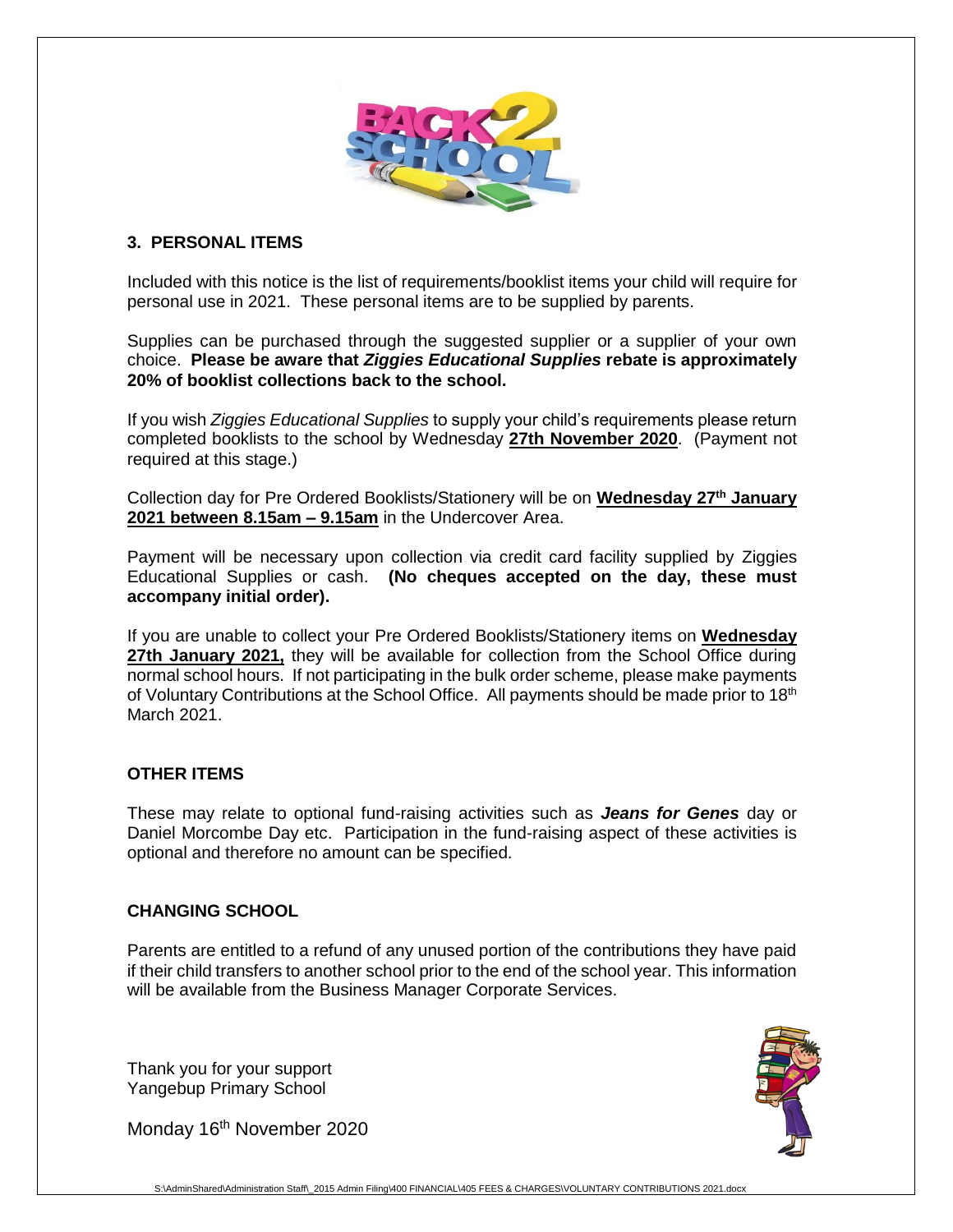## 3. PERSONAL ITEMS

Included with this notice is the list of requirements/booklist items your child will require for personal use in 2021. These personal items are to be supplied by parents.

Supplies can be purchased through the suggested supplier or a supplier of your own choice. **Please be aware that *Ziggies Educational Supplies* rebate is approximately 20% of booklist collections back to the school.**

If you wish *Ziggies Educational Supplies* to supply your child's requirements please return completed booklists to the school by Wednesday **27th November 2020**. (Payment not required at this stage.)

Collection day for Pre Ordered Booklists/Stationery will be on **Wednesday 27th January 2021 between 8.15am – 9.15am** in the Undercover Area.

Payment will be necessary upon collection via credit card facility supplied by Ziggies Educational Supplies or cash. **(No cheques accepted on the day, these must accompany initial order).**

If you are unable to collect your Pre Ordered Booklists/Stationery items on **Wednesday 27th January 2021,** they will be available for collection from the School Office during normal school hours. If not participating in the bulk order scheme, please make payments of Voluntary Contributions at the School Office. All payments should be made prior to 18th March 2021.

## OTHER ITEMS

These may relate to optional fund-raising activities such as ***Jeans for Genes*** day or Daniel Morcombe Day etc. Participation in the fund-raising aspect of these activities is optional and therefore no amount can be specified.

## CHANGING SCHOOL

Parents are entitled to a refund of any unused portion of the contributions they have paid if their child transfers to another school prior to the end of the school year. This information will be available from the Business Manager Corporate Services.

Thank you for your support
Yangebup Primary School

Monday 16th November 2020